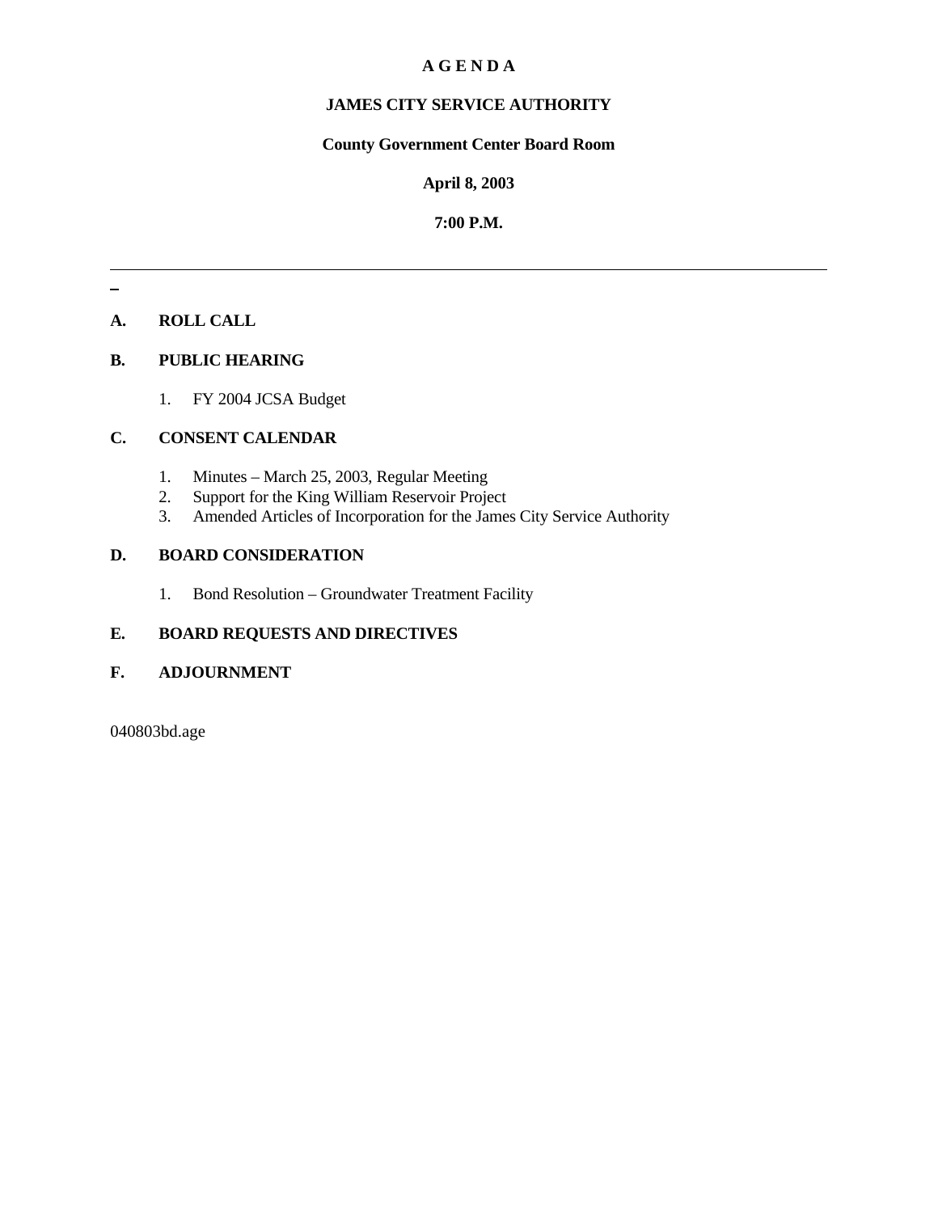# A G E N D A

## JAMES CITY SERVICE AUTHORITY

**County Government Center Board Room**

**April 8, 2003**

**7:00 P.M.**

---

**A. ROLL CALL**

**B. PUBLIC HEARING**

1. FY 2004 JCSA Budget

**C. CONSENT CALENDAR**

1. Minutes – March 25, 2003, Regular Meeting
2. Support for the King William Reservoir Project
3. Amended Articles of Incorporation for the James City Service Authority

**D. BOARD CONSIDERATION**

1. Bond Resolution – Groundwater Treatment Facility

**E. BOARD REQUESTS AND DIRECTIVES**

**F. ADJOURNMENT**

040803bd.age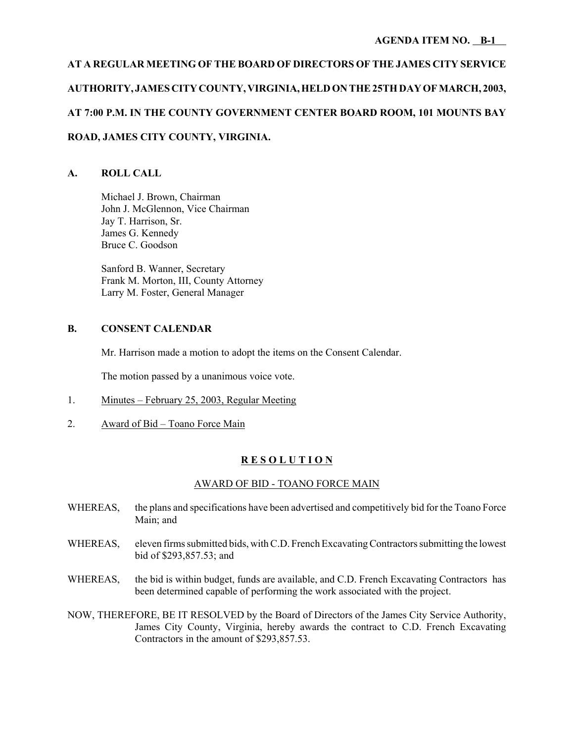**AGENDA ITEM NO. B-1**

**AT A REGULAR MEETING OF THE BOARD OF DIRECTORS OF THE JAMES CITY SERVICE AUTHORITY, JAMES CITY COUNTY, VIRGINIA, HELD ON THE 25TH DAY OF MARCH, 2003, AT 7:00 P.M. IN THE COUNTY GOVERNMENT CENTER BOARD ROOM, 101 MOUNTS BAY ROAD, JAMES CITY COUNTY, VIRGINIA.**

## A. ROLL CALL

Michael J. Brown, Chairman
John J. McGlennon, Vice Chairman
Jay T. Harrison, Sr.
James G. Kennedy
Bruce C. Goodson

Sanford B. Wanner, Secretary
Frank M. Morton, III, County Attorney
Larry M. Foster, General Manager

## B. CONSENT CALENDAR

Mr. Harrison made a motion to adopt the items on the Consent Calendar.

The motion passed by a unanimous voice vote.

1. Minutes – February 25, 2003, Regular Meeting
2. Award of Bid – Toano Force Main

### R E S O L U T I O N

AWARD OF BID - TOANO FORCE MAIN

WHEREAS, the plans and specifications have been advertised and competitively bid for the Toano Force Main; and

WHEREAS, eleven firms submitted bids, with C.D. French Excavating Contractors submitting the lowest bid of $293,857.53; and

WHEREAS, the bid is within budget, funds are available, and C.D. French Excavating Contractors has been determined capable of performing the work associated with the project.

NOW, THEREFORE, BE IT RESOLVED by the Board of Directors of the James City Service Authority, James City County, Virginia, hereby awards the contract to C.D. French Excavating Contractors in the amount of $293,857.53.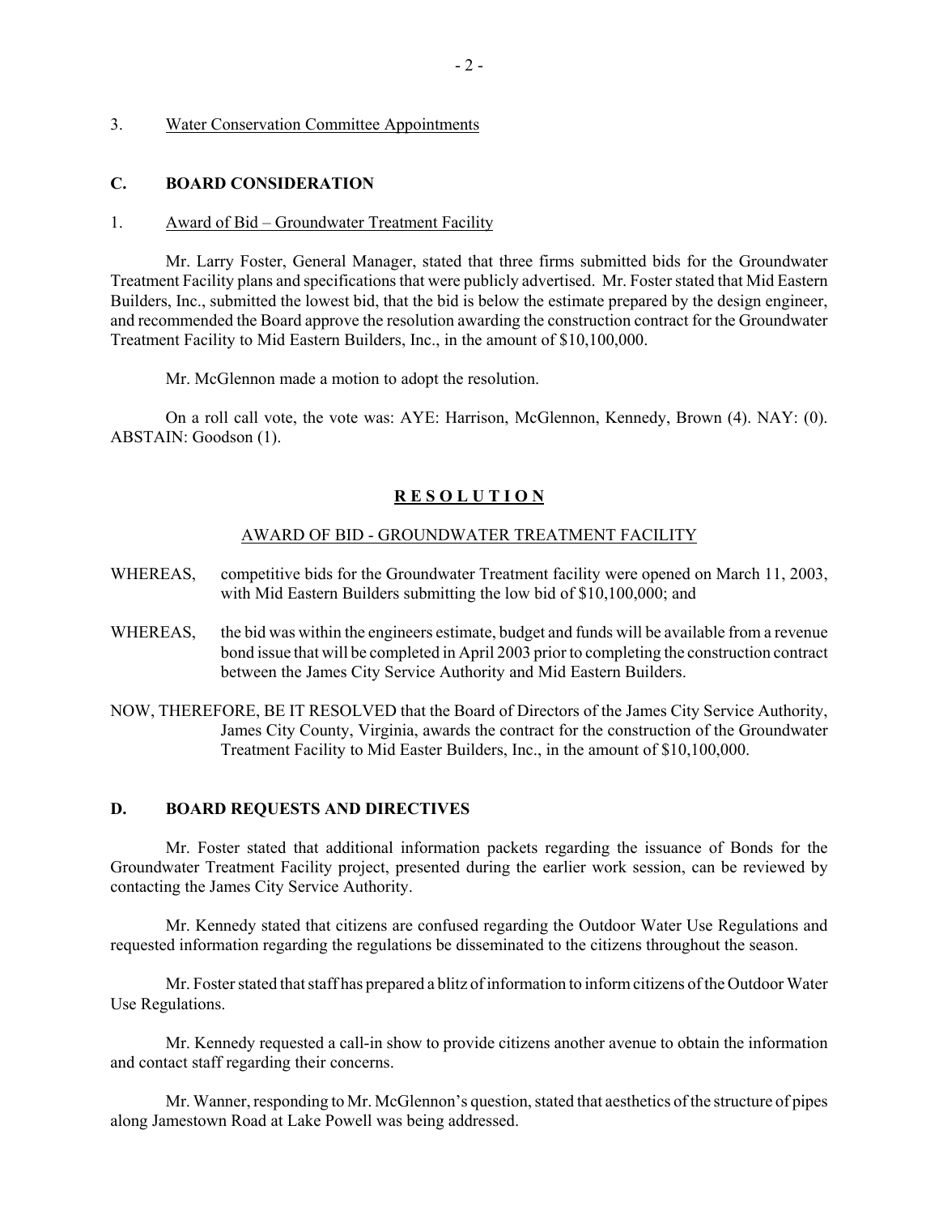3. Water Conservation Committee Appointments

## C. BOARD CONSIDERATION

1. Award of Bid – Groundwater Treatment Facility

Mr. Larry Foster, General Manager, stated that three firms submitted bids for the Groundwater Treatment Facility plans and specifications that were publicly advertised. Mr. Foster stated that Mid Eastern Builders, Inc., submitted the lowest bid, that the bid is below the estimate prepared by the design engineer, and recommended the Board approve the resolution awarding the construction contract for the Groundwater Treatment Facility to Mid Eastern Builders, Inc., in the amount of $10,100,000.

Mr. McGlennon made a motion to adopt the resolution.

On a roll call vote, the vote was: AYE: Harrison, McGlennon, Kennedy, Brown (4). NAY: (0). ABSTAIN: Goodson (1).

**R E S O L U T I O N**

AWARD OF BID - GROUNDWATER TREATMENT FACILITY

WHEREAS, competitive bids for the Groundwater Treatment facility were opened on March 11, 2003, with Mid Eastern Builders submitting the low bid of $10,100,000; and

WHEREAS, the bid was within the engineers estimate, budget and funds will be available from a revenue bond issue that will be completed in April 2003 prior to completing the construction contract between the James City Service Authority and Mid Eastern Builders.

NOW, THEREFORE, BE IT RESOLVED that the Board of Directors of the James City Service Authority, James City County, Virginia, awards the contract for the construction of the Groundwater Treatment Facility to Mid Easter Builders, Inc., in the amount of $10,100,000.

## D. BOARD REQUESTS AND DIRECTIVES

Mr. Foster stated that additional information packets regarding the issuance of Bonds for the Groundwater Treatment Facility project, presented during the earlier work session, can be reviewed by contacting the James City Service Authority.

Mr. Kennedy stated that citizens are confused regarding the Outdoor Water Use Regulations and requested information regarding the regulations be disseminated to the citizens throughout the season.

Mr. Foster stated that staff has prepared a blitz of information to inform citizens of the Outdoor Water Use Regulations.

Mr. Kennedy requested a call-in show to provide citizens another avenue to obtain the information and contact staff regarding their concerns.

Mr. Wanner, responding to Mr. McGlennon's question, stated that aesthetics of the structure of pipes along Jamestown Road at Lake Powell was being addressed.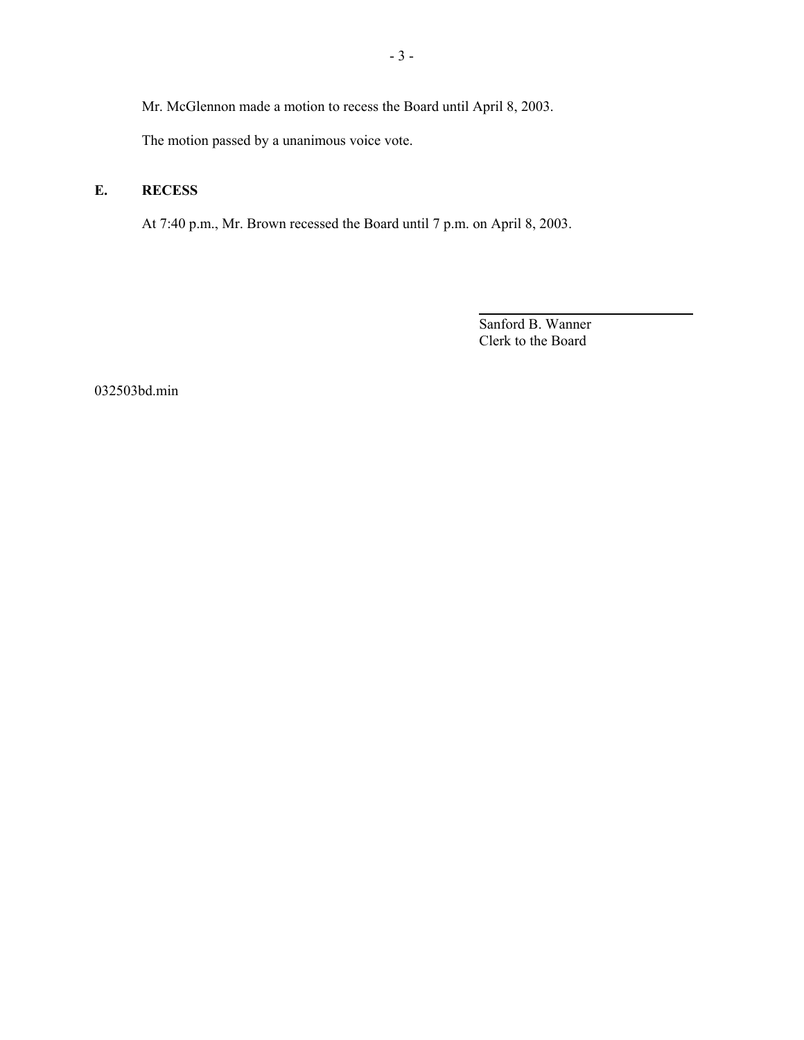Mr. McGlennon made a motion to recess the Board until April 8, 2003.

The motion passed by a unanimous voice vote.

## E. RECESS

At 7:40 p.m., Mr. Brown recessed the Board until 7 p.m. on April 8, 2003.

Sanford B. Wanner
Clerk to the Board

032503bd.min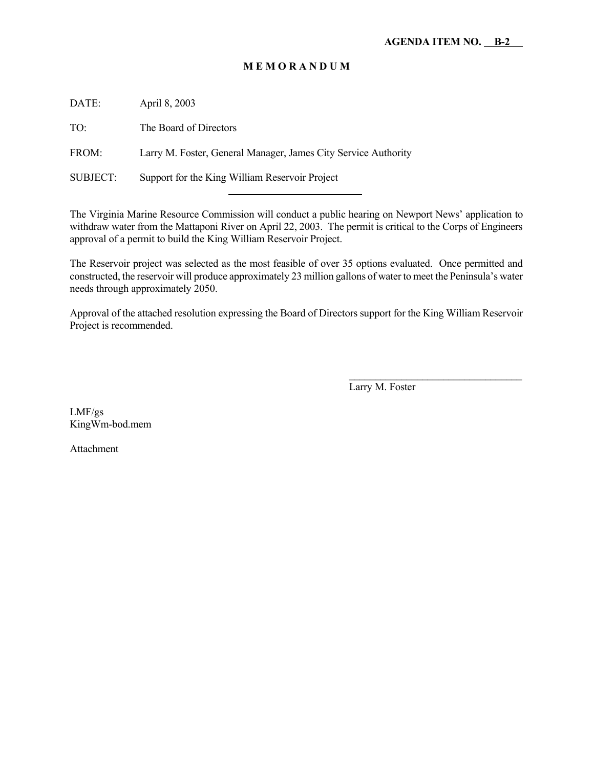**AGENDA ITEM NO. B-2**

# M E M O R A N D U M

DATE: April 8, 2003

TO: The Board of Directors

FROM: Larry M. Foster, General Manager, James City Service Authority

SUBJECT: Support for the King William Reservoir Project

---

The Virginia Marine Resource Commission will conduct a public hearing on Newport News' application to withdraw water from the Mattaponi River on April 22, 2003. The permit is critical to the Corps of Engineers approval of a permit to build the King William Reservoir Project.

The Reservoir project was selected as the most feasible of over 35 options evaluated. Once permitted and constructed, the reservoir will produce approximately 23 million gallons of water to meet the Peninsula's water needs through approximately 2050.

Approval of the attached resolution expressing the Board of Directors support for the King William Reservoir Project is recommended.

\_\_\_\_\_\_\_\_\_\_\_\_\_\_\_\_\_\_\_\_\_\_\_\_\_\_\_\_\_\_\_\_\_\_

Larry M. Foster

LMF/gs
KingWm-bod.mem

Attachment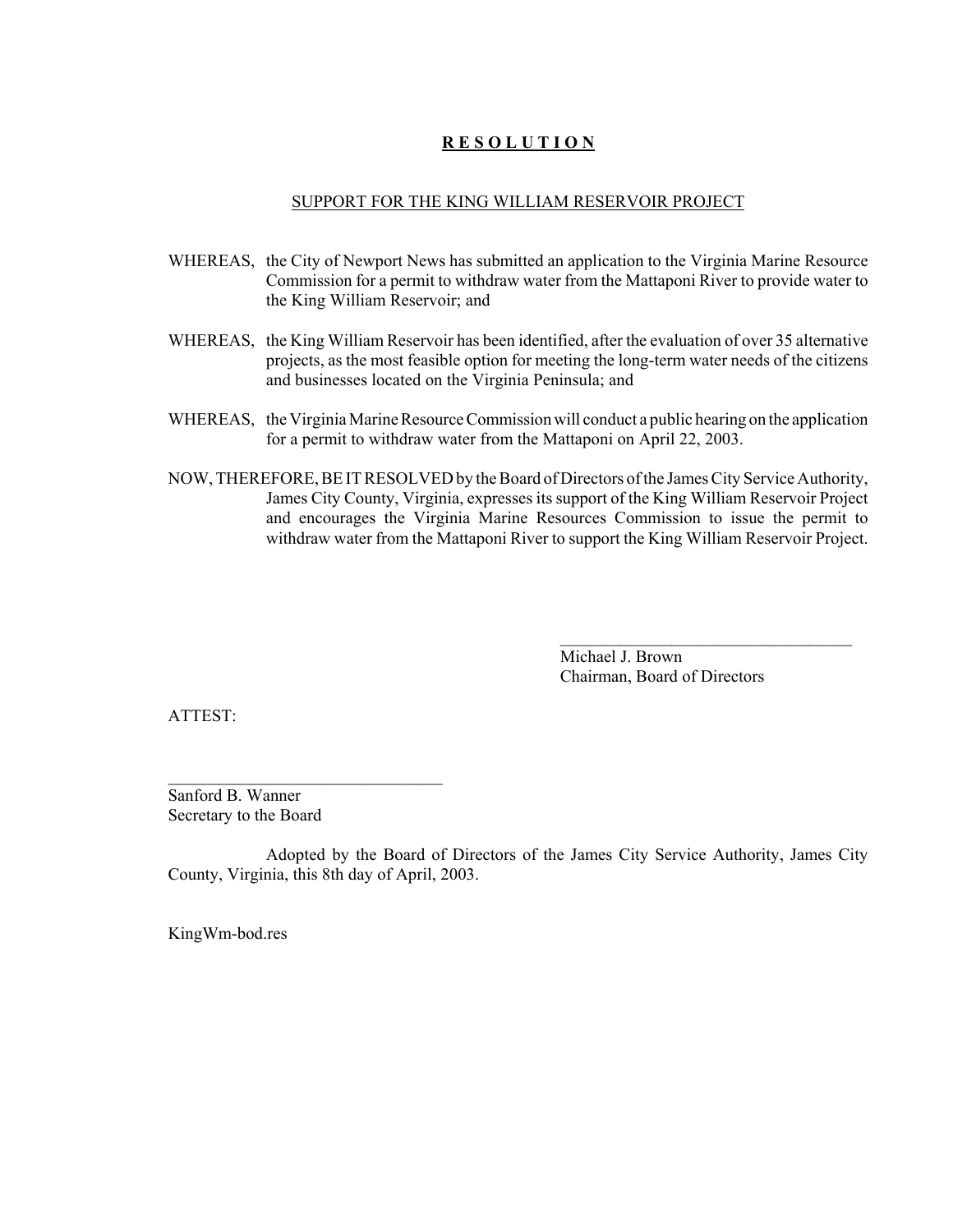**R E S O L U T I O N**

SUPPORT FOR THE KING WILLIAM RESERVOIR PROJECT

WHEREAS, the City of Newport News has submitted an application to the Virginia Marine Resource Commission for a permit to withdraw water from the Mattaponi River to provide water to the King William Reservoir; and

WHEREAS, the King William Reservoir has been identified, after the evaluation of over 35 alternative projects, as the most feasible option for meeting the long-term water needs of the citizens and businesses located on the Virginia Peninsula; and

WHEREAS, the Virginia Marine Resource Commission will conduct a public hearing on the application for a permit to withdraw water from the Mattaponi on April 22, 2003.

NOW, THEREFORE, BE IT RESOLVED by the Board of Directors of the James City Service Authority, James City County, Virginia, expresses its support of the King William Reservoir Project and encourages the Virginia Marine Resources Commission to issue the permit to withdraw water from the Mattaponi River to support the King William Reservoir Project.

\_\_\_\_\_\_\_\_\_\_\_\_\_\_\_\_\_\_\_\_\_\_\_\_\_\_\_\_\_\_\_\_\_\_\_\_

Michael J. Brown
Chairman, Board of Directors

ATTEST:

\_\_\_\_\_\_\_\_\_\_\_\_\_\_\_\_\_\_\_\_\_\_\_\_\_\_\_\_\_\_\_\_\_\_

Sanford B. Wanner
Secretary to the Board

Adopted by the Board of Directors of the James City Service Authority, James City County, Virginia, this 8th day of April, 2003.

KingWm-bod.res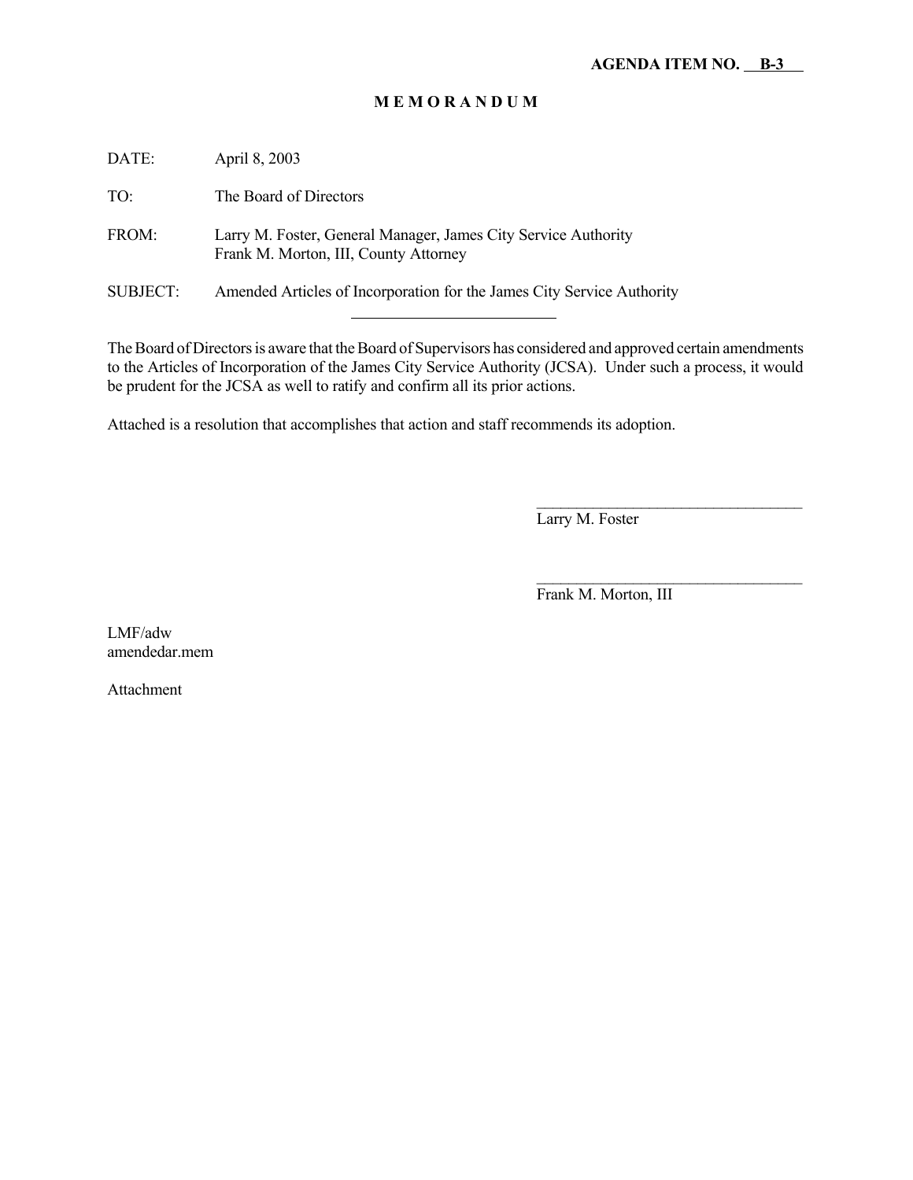**AGENDA ITEM NO. B-3**

**M E M O R A N D U M**

DATE: April 8, 2003

TO: The Board of Directors

FROM: Larry M. Foster, General Manager, James City Service Authority
Frank M. Morton, III, County Attorney

SUBJECT: Amended Articles of Incorporation for the James City Service Authority

---

The Board of Directors is aware that the Board of Supervisors has considered and approved certain amendments to the Articles of Incorporation of the James City Service Authority (JCSA). Under such a process, it would be prudent for the JCSA as well to ratify and confirm all its prior actions.

Attached is a resolution that accomplishes that action and staff recommends its adoption.

\_\_\_\_\_\_\_\_\_\_\_\_\_\_\_\_\_\_\_\_\_\_\_\_\_\_\_\_\_\_\_\_\_\_
Larry M. Foster

\_\_\_\_\_\_\_\_\_\_\_\_\_\_\_\_\_\_\_\_\_\_\_\_\_\_\_\_\_\_\_\_\_\_
Frank M. Morton, III

LMF/adw
amendedar.mem

Attachment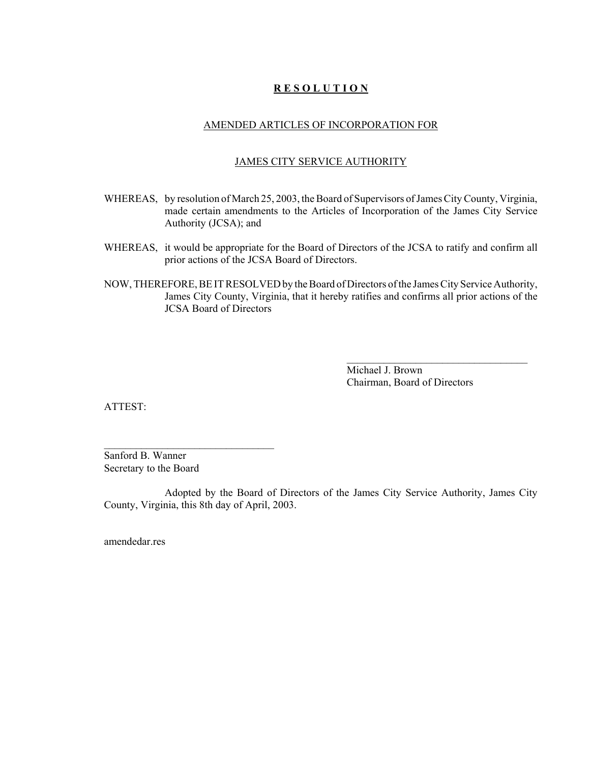**R E S O L U T I O N**

AMENDED ARTICLES OF INCORPORATION FOR

JAMES CITY SERVICE AUTHORITY

WHEREAS, by resolution of March 25, 2003, the Board of Supervisors of James City County, Virginia, made certain amendments to the Articles of Incorporation of the James City Service Authority (JCSA); and

WHEREAS, it would be appropriate for the Board of Directors of the JCSA to ratify and confirm all prior actions of the JCSA Board of Directors.

NOW, THEREFORE, BE IT RESOLVED by the Board of Directors of the James City Service Authority, James City County, Virginia, that it hereby ratifies and confirms all prior actions of the JCSA Board of Directors

\_\_\_\_\_\_\_\_\_\_\_\_\_\_\_\_\_\_\_\_\_\_\_\_\_\_\_\_\_\_\_\_\_\_
Michael J. Brown
Chairman, Board of Directors

ATTEST:

\_\_\_\_\_\_\_\_\_\_\_\_\_\_\_\_\_\_\_\_\_\_\_\_\_\_\_\_\_\_\_\_\_\_
Sanford B. Wanner
Secretary to the Board

Adopted by the Board of Directors of the James City Service Authority, James City County, Virginia, this 8th day of April, 2003.

amendedar.res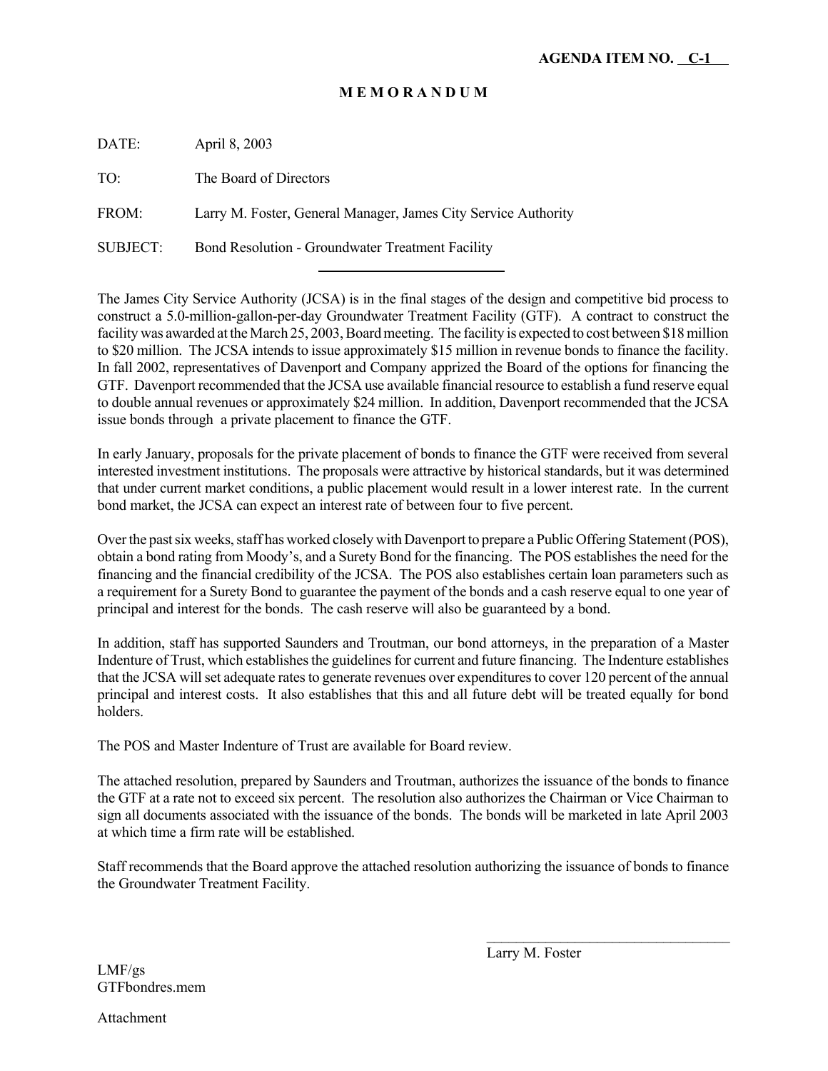**AGENDA ITEM NO. C-1**

# M E M O R A N D U M

DATE: April 8, 2003

TO: The Board of Directors

FROM: Larry M. Foster, General Manager, James City Service Authority

SUBJECT: Bond Resolution - Groundwater Treatment Facility

---

The James City Service Authority (JCSA) is in the final stages of the design and competitive bid process to construct a 5.0-million-gallon-per-day Groundwater Treatment Facility (GTF). A contract to construct the facility was awarded at the March 25, 2003, Board meeting. The facility is expected to cost between $18 million to $20 million. The JCSA intends to issue approximately $15 million in revenue bonds to finance the facility. In fall 2002, representatives of Davenport and Company apprized the Board of the options for financing the GTF. Davenport recommended that the JCSA use available financial resource to establish a fund reserve equal to double annual revenues or approximately $24 million. In addition, Davenport recommended that the JCSA issue bonds through a private placement to finance the GTF.

In early January, proposals for the private placement of bonds to finance the GTF were received from several interested investment institutions. The proposals were attractive by historical standards, but it was determined that under current market conditions, a public placement would result in a lower interest rate. In the current bond market, the JCSA can expect an interest rate of between four to five percent.

Over the past six weeks, staff has worked closely with Davenport to prepare a Public Offering Statement (POS), obtain a bond rating from Moody's, and a Surety Bond for the financing. The POS establishes the need for the financing and the financial credibility of the JCSA. The POS also establishes certain loan parameters such as a requirement for a Surety Bond to guarantee the payment of the bonds and a cash reserve equal to one year of principal and interest for the bonds. The cash reserve will also be guaranteed by a bond.

In addition, staff has supported Saunders and Troutman, our bond attorneys, in the preparation of a Master Indenture of Trust, which establishes the guidelines for current and future financing. The Indenture establishes that the JCSA will set adequate rates to generate revenues over expenditures to cover 120 percent of the annual principal and interest costs. It also establishes that this and all future debt will be treated equally for bond holders.

The POS and Master Indenture of Trust are available for Board review.

The attached resolution, prepared by Saunders and Troutman, authorizes the issuance of the bonds to finance the GTF at a rate not to exceed six percent. The resolution also authorizes the Chairman or Vice Chairman to sign all documents associated with the issuance of the bonds. The bonds will be marketed in late April 2003 at which time a firm rate will be established.

Staff recommends that the Board approve the attached resolution authorizing the issuance of bonds to finance the Groundwater Treatment Facility.

Larry M. Foster

LMF/gs
GTFbondres.mem

Attachment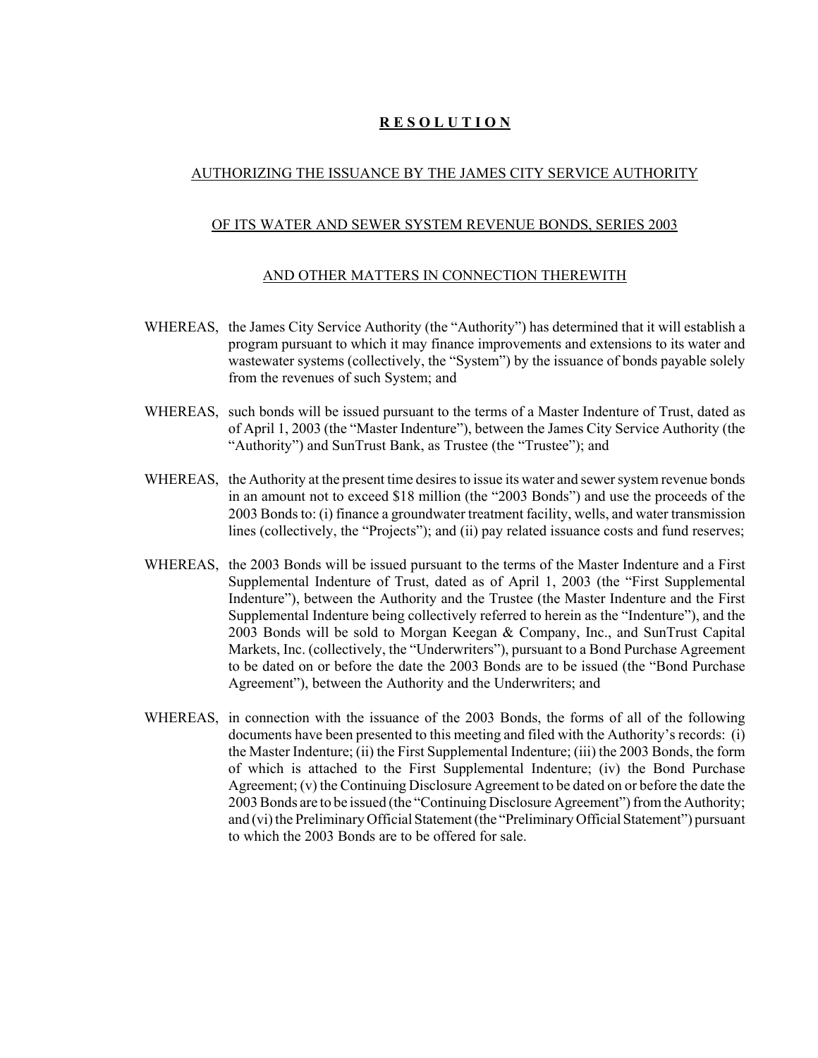**R E S O L U T I O N**

AUTHORIZING THE ISSUANCE BY THE JAMES CITY SERVICE AUTHORITY

OF ITS WATER AND SEWER SYSTEM REVENUE BONDS, SERIES 2003

AND OTHER MATTERS IN CONNECTION THEREWITH

WHEREAS, the James City Service Authority (the "Authority") has determined that it will establish a program pursuant to which it may finance improvements and extensions to its water and wastewater systems (collectively, the "System") by the issuance of bonds payable solely from the revenues of such System; and

WHEREAS, such bonds will be issued pursuant to the terms of a Master Indenture of Trust, dated as of April 1, 2003 (the "Master Indenture"), between the James City Service Authority (the "Authority") and SunTrust Bank, as Trustee (the "Trustee"); and

WHEREAS, the Authority at the present time desires to issue its water and sewer system revenue bonds in an amount not to exceed $18 million (the "2003 Bonds") and use the proceeds of the 2003 Bonds to: (i) finance a groundwater treatment facility, wells, and water transmission lines (collectively, the "Projects"); and (ii) pay related issuance costs and fund reserves;

WHEREAS, the 2003 Bonds will be issued pursuant to the terms of the Master Indenture and a First Supplemental Indenture of Trust, dated as of April 1, 2003 (the "First Supplemental Indenture"), between the Authority and the Trustee (the Master Indenture and the First Supplemental Indenture being collectively referred to herein as the "Indenture"), and the 2003 Bonds will be sold to Morgan Keegan & Company, Inc., and SunTrust Capital Markets, Inc. (collectively, the "Underwriters"), pursuant to a Bond Purchase Agreement to be dated on or before the date the 2003 Bonds are to be issued (the "Bond Purchase Agreement"), between the Authority and the Underwriters; and

WHEREAS, in connection with the issuance of the 2003 Bonds, the forms of all of the following documents have been presented to this meeting and filed with the Authority's records: (i) the Master Indenture; (ii) the First Supplemental Indenture; (iii) the 2003 Bonds, the form of which is attached to the First Supplemental Indenture; (iv) the Bond Purchase Agreement; (v) the Continuing Disclosure Agreement to be dated on or before the date the 2003 Bonds are to be issued (the "Continuing Disclosure Agreement") from the Authority; and (vi) the Preliminary Official Statement (the "Preliminary Official Statement") pursuant to which the 2003 Bonds are to be offered for sale.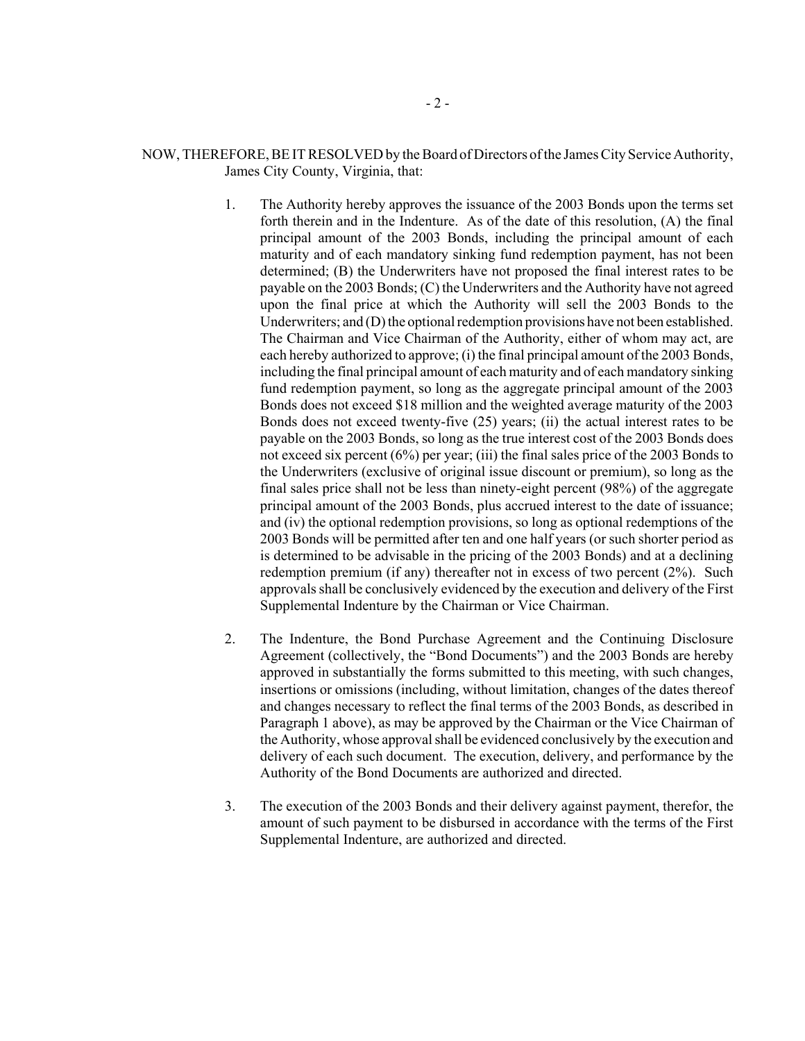NOW, THEREFORE, BE IT RESOLVED by the Board of Directors of the James City Service Authority, James City County, Virginia, that:

1. The Authority hereby approves the issuance of the 2003 Bonds upon the terms set forth therein and in the Indenture. As of the date of this resolution, (A) the final principal amount of the 2003 Bonds, including the principal amount of each maturity and of each mandatory sinking fund redemption payment, has not been determined; (B) the Underwriters have not proposed the final interest rates to be payable on the 2003 Bonds; (C) the Underwriters and the Authority have not agreed upon the final price at which the Authority will sell the 2003 Bonds to the Underwriters; and (D) the optional redemption provisions have not been established. The Chairman and Vice Chairman of the Authority, either of whom may act, are each hereby authorized to approve; (i) the final principal amount of the 2003 Bonds, including the final principal amount of each maturity and of each mandatory sinking fund redemption payment, so long as the aggregate principal amount of the 2003 Bonds does not exceed $18 million and the weighted average maturity of the 2003 Bonds does not exceed twenty-five (25) years; (ii) the actual interest rates to be payable on the 2003 Bonds, so long as the true interest cost of the 2003 Bonds does not exceed six percent (6%) per year; (iii) the final sales price of the 2003 Bonds to the Underwriters (exclusive of original issue discount or premium), so long as the final sales price shall not be less than ninety-eight percent (98%) of the aggregate principal amount of the 2003 Bonds, plus accrued interest to the date of issuance; and (iv) the optional redemption provisions, so long as optional redemptions of the 2003 Bonds will be permitted after ten and one half years (or such shorter period as is determined to be advisable in the pricing of the 2003 Bonds) and at a declining redemption premium (if any) thereafter not in excess of two percent (2%). Such approvals shall be conclusively evidenced by the execution and delivery of the First Supplemental Indenture by the Chairman or Vice Chairman.

2. The Indenture, the Bond Purchase Agreement and the Continuing Disclosure Agreement (collectively, the "Bond Documents") and the 2003 Bonds are hereby approved in substantially the forms submitted to this meeting, with such changes, insertions or omissions (including, without limitation, changes of the dates thereof and changes necessary to reflect the final terms of the 2003 Bonds, as described in Paragraph 1 above), as may be approved by the Chairman or the Vice Chairman of the Authority, whose approval shall be evidenced conclusively by the execution and delivery of each such document. The execution, delivery, and performance by the Authority of the Bond Documents are authorized and directed.

3. The execution of the 2003 Bonds and their delivery against payment, therefor, the amount of such payment to be disbursed in accordance with the terms of the First Supplemental Indenture, are authorized and directed.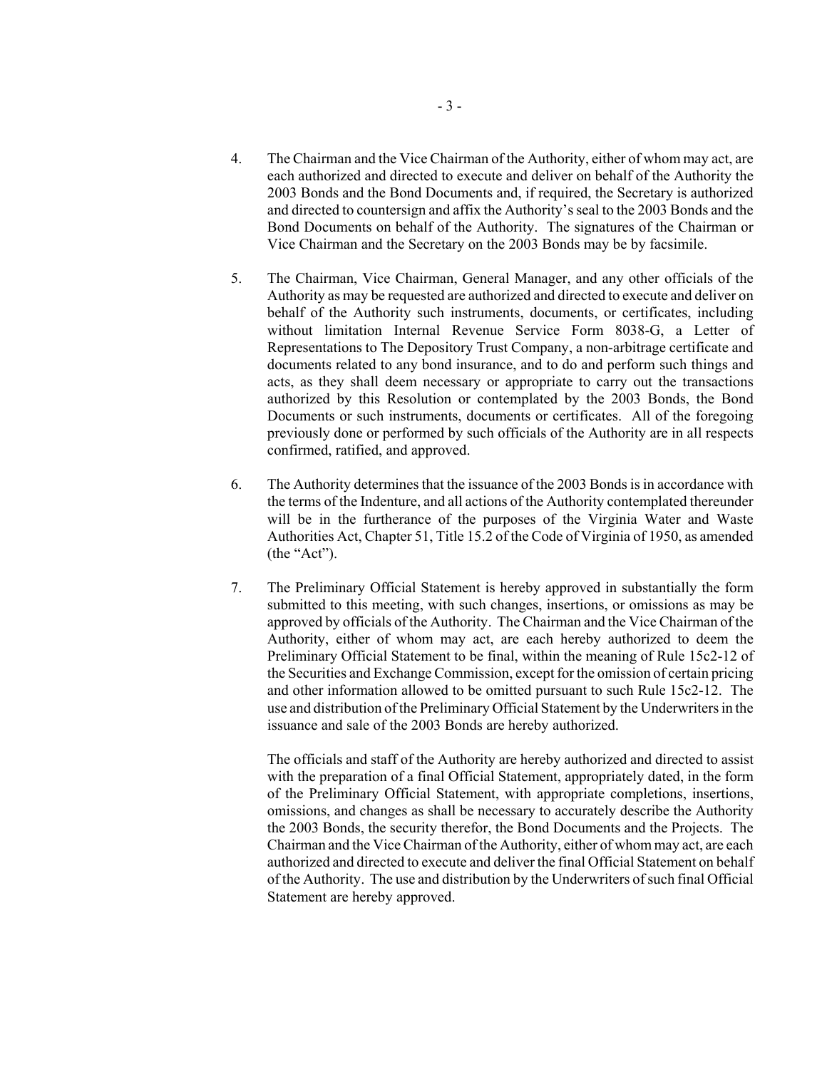4. The Chairman and the Vice Chairman of the Authority, either of whom may act, are each authorized and directed to execute and deliver on behalf of the Authority the 2003 Bonds and the Bond Documents and, if required, the Secretary is authorized and directed to countersign and affix the Authority's seal to the 2003 Bonds and the Bond Documents on behalf of the Authority. The signatures of the Chairman or Vice Chairman and the Secretary on the 2003 Bonds may be by facsimile.

5. The Chairman, Vice Chairman, General Manager, and any other officials of the Authority as may be requested are authorized and directed to execute and deliver on behalf of the Authority such instruments, documents, or certificates, including without limitation Internal Revenue Service Form 8038-G, a Letter of Representations to The Depository Trust Company, a non-arbitrage certificate and documents related to any bond insurance, and to do and perform such things and acts, as they shall deem necessary or appropriate to carry out the transactions authorized by this Resolution or contemplated by the 2003 Bonds, the Bond Documents or such instruments, documents or certificates. All of the foregoing previously done or performed by such officials of the Authority are in all respects confirmed, ratified, and approved.

6. The Authority determines that the issuance of the 2003 Bonds is in accordance with the terms of the Indenture, and all actions of the Authority contemplated thereunder will be in the furtherance of the purposes of the Virginia Water and Waste Authorities Act, Chapter 51, Title 15.2 of the Code of Virginia of 1950, as amended (the "Act").

7. The Preliminary Official Statement is hereby approved in substantially the form submitted to this meeting, with such changes, insertions, or omissions as may be approved by officials of the Authority. The Chairman and the Vice Chairman of the Authority, either of whom may act, are each hereby authorized to deem the Preliminary Official Statement to be final, within the meaning of Rule 15c2-12 of the Securities and Exchange Commission, except for the omission of certain pricing and other information allowed to be omitted pursuant to such Rule 15c2-12. The use and distribution of the Preliminary Official Statement by the Underwriters in the issuance and sale of the 2003 Bonds are hereby authorized.

   The officials and staff of the Authority are hereby authorized and directed to assist with the preparation of a final Official Statement, appropriately dated, in the form of the Preliminary Official Statement, with appropriate completions, insertions, omissions, and changes as shall be necessary to accurately describe the Authority the 2003 Bonds, the security therefor, the Bond Documents and the Projects. The Chairman and the Vice Chairman of the Authority, either of whom may act, are each authorized and directed to execute and deliver the final Official Statement on behalf of the Authority. The use and distribution by the Underwriters of such final Official Statement are hereby approved.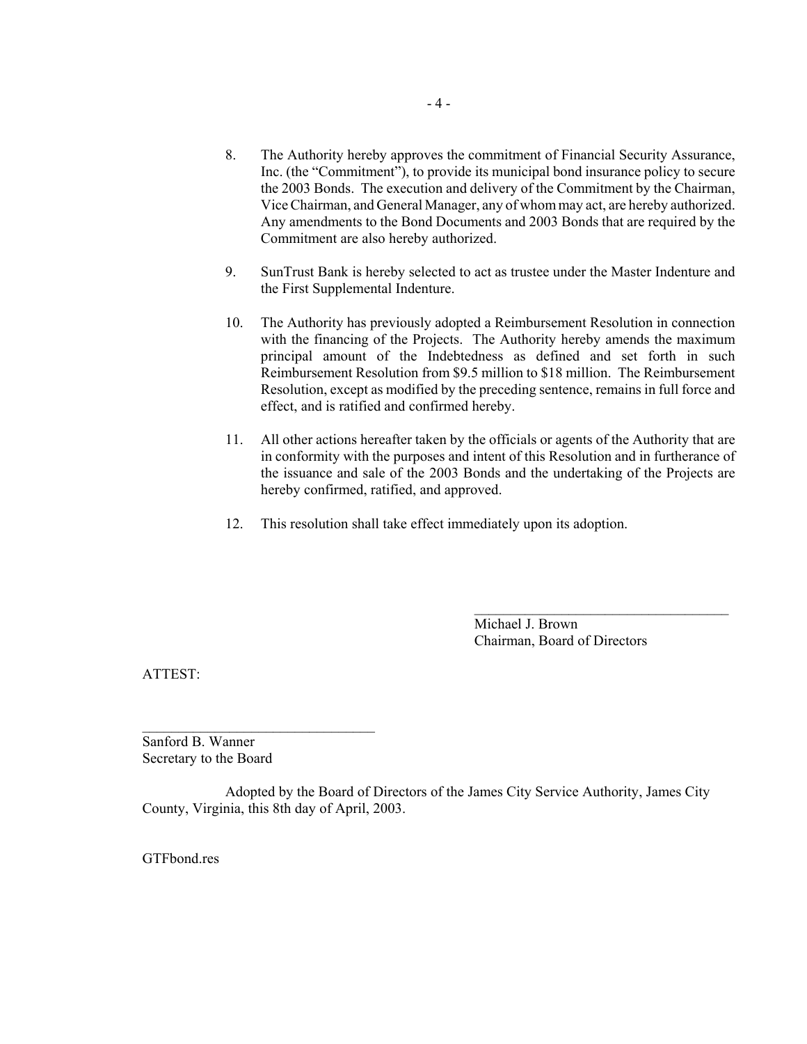8. The Authority hereby approves the commitment of Financial Security Assurance, Inc. (the "Commitment"), to provide its municipal bond insurance policy to secure the 2003 Bonds. The execution and delivery of the Commitment by the Chairman, Vice Chairman, and General Manager, any of whom may act, are hereby authorized. Any amendments to the Bond Documents and 2003 Bonds that are required by the Commitment are also hereby authorized.

9. SunTrust Bank is hereby selected to act as trustee under the Master Indenture and the First Supplemental Indenture.

10. The Authority has previously adopted a Reimbursement Resolution in connection with the financing of the Projects. The Authority hereby amends the maximum principal amount of the Indebtedness as defined and set forth in such Reimbursement Resolution from $9.5 million to $18 million. The Reimbursement Resolution, except as modified by the preceding sentence, remains in full force and effect, and is ratified and confirmed hereby.

11. All other actions hereafter taken by the officials or agents of the Authority that are in conformity with the purposes and intent of this Resolution and in furtherance of the issuance and sale of the 2003 Bonds and the undertaking of the Projects are hereby confirmed, ratified, and approved.

12. This resolution shall take effect immediately upon its adoption.

\_\_\_\_\_\_\_\_\_\_\_\_\_\_\_\_\_\_\_\_\_\_\_\_\_\_\_\_\_\_\_\_\_\_\_
Michael J. Brown
Chairman, Board of Directors

ATTEST:

\_\_\_\_\_\_\_\_\_\_\_\_\_\_\_\_\_\_\_\_\_\_\_\_\_\_\_\_\_\_\_\_\_\_\_
Sanford B. Wanner
Secretary to the Board

Adopted by the Board of Directors of the James City Service Authority, James City County, Virginia, this 8th day of April, 2003.

GTFbond.res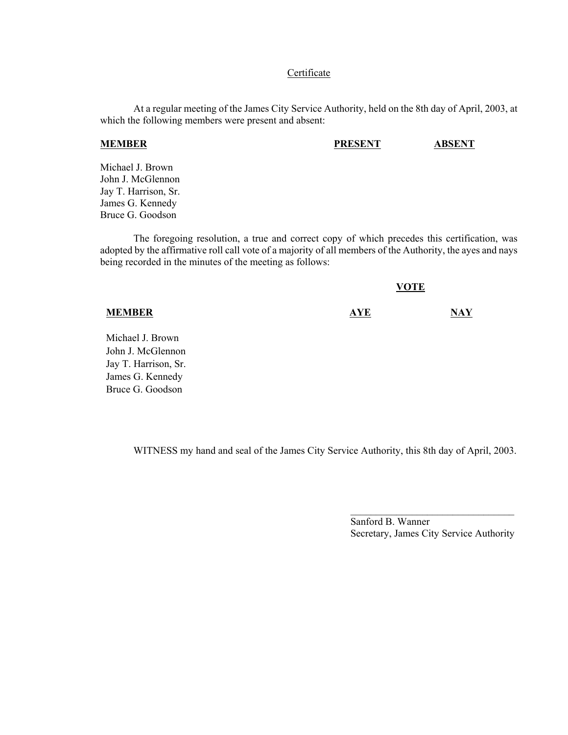Certificate

At a regular meeting of the James City Service Authority, held on the 8th day of April, 2003, at which the following members were present and absent:

| MEMBER | PRESENT | ABSENT |
|---|---|---|
| Michael J. Brown | | |
| John J. McGlennon | | |
| Jay T. Harrison, Sr. | | |
| James G. Kennedy | | |
| Bruce G. Goodson | | |

The foregoing resolution, a true and correct copy of which precedes this certification, was adopted by the affirmative roll call vote of a majority of all members of the Authority, the ayes and nays being recorded in the minutes of the meeting as follows:

| | VOTE | |
|---|---|---|
| MEMBER | AYE | NAY |
| Michael J. Brown | | |
| John J. McGlennon | | |
| Jay T. Harrison, Sr. | | |
| James G. Kennedy | | |
| Bruce G. Goodson | | |

WITNESS my hand and seal of the James City Service Authority, this 8th day of April, 2003.

\_\_\_\_\_\_\_\_\_\_\_\_\_\_\_\_\_\_\_\_\_\_\_\_\_\_\_\_\_\_\_\_

Sanford B. Wanner
Secretary, James City Service Authority